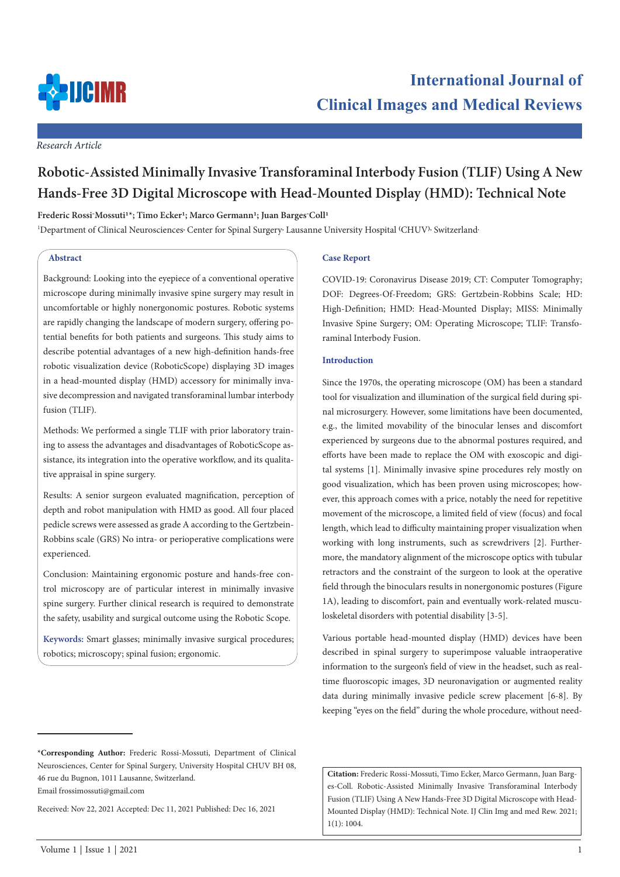*Research Article*

# Robotic-Assisted Minimally Invasive Transforaminal Interbody Fusion (TLIF) Using A New Hands-Free 3D Digital Microscope with Head-Mounted Display (HMD): Technical Note

**Frederic Rossi-Mossuti[1]*; Timo Ecker[1]; Marco Germann[1]; Juan Barges-Coll[1]**

[1]Department of Clinical Neurosciences, Center for Spinal Surgery, Lausanne University Hospital (CHUV), Switzerland.

## Abstract

Background: Looking into the eyepiece of a conventional operative microscope during minimally invasive spine surgery may result in uncomfortable or highly nonergonomic postures. Robotic systems are rapidly changing the landscape of modern surgery, offering potential benefits for both patients and surgeons. This study aims to describe potential advantages of a new high-definition hands-free robotic visualization device (RoboticScope) displaying 3D images in a head-mounted display (HMD) accessory for minimally invasive decompression and navigated transforaminal lumbar interbody fusion (TLIF).

Methods: We performed a single TLIF with prior laboratory training to assess the advantages and disadvantages of RoboticScope assistance, its integration into the operative workflow, and its qualitative appraisal in spine surgery.

Results: A senior surgeon evaluated magnification, perception of depth and robot manipulation with HMD as good. All four placed pedicle screws were assessed as grade A according to the Gertzbein-Robbins scale (GRS) No intra- or perioperative complications were experienced.

Conclusion: Maintaining ergonomic posture and hands-free control microscopy are of particular interest in minimally invasive spine surgery. Further clinical research is required to demonstrate the safety, usability and surgical outcome using the Robotic Scope.

**Keywords:** Smart glasses; minimally invasive surgical procedures; robotics; microscopy; spinal fusion; ergonomic.

## Case Report

COVID-19: Coronavirus Disease 2019; CT: Computer Tomography; DOF: Degrees-Of-Freedom; GRS: Gertzbein-Robbins Scale; HD: High-Definition; HMD: Head-Mounted Display; MISS: Minimally Invasive Spine Surgery; OM: Operating Microscope; TLIF: Transforaminal Interbody Fusion.

## Introduction

Since the 1970s, the operating microscope (OM) has been a standard tool for visualization and illumination of the surgical field during spinal microsurgery. However, some limitations have been documented, e.g., the limited movability of the binocular lenses and discomfort experienced by surgeons due to the abnormal postures required, and efforts have been made to replace the OM with exoscopic and digital systems [1]. Minimally invasive spine procedures rely mostly on good visualization, which has been proven using microscopes; however, this approach comes with a price, notably the need for repetitive movement of the microscope, a limited field of view (focus) and focal length, which lead to difficulty maintaining proper visualization when working with long instruments, such as screwdrivers [2]. Furthermore, the mandatory alignment of the microscope optics with tubular retractors and the constraint of the surgeon to look at the operative field through the binoculars results in nonergonomic postures (Figure 1A), leading to discomfort, pain and eventually work-related musculoskeletal disorders with potential disability [3-5].

Various portable head-mounted display (HMD) devices have been described in spinal surgery to superimpose valuable intraoperative information to the surgeon's field of view in the headset, such as real-time fluoroscopic images, 3D neuronavigation or augmented reality data during minimally invasive pedicle screw placement [6-8]. By keeping "eyes on the field" during the whole procedure, without need-

**\*Corresponding Author:** Frederic Rossi-Mossuti, Department of Clinical Neurosciences, Center for Spinal Surgery, University Hospital CHUV BH 08, 46 rue du Bugnon, 1011 Lausanne, Switzerland.
Email frossimossuti@gmail.com

Received: Nov 22, 2021 Accepted: Dec 11, 2021 Published: Dec 16, 2021

**Citation:** Frederic Rossi-Mossuti, Timo Ecker, Marco Germann, Juan Barges-Coll. Robotic-Assisted Minimally Invasive Transforaminal Interbody Fusion (TLIF) Using A New Hands-Free 3D Digital Microscope with Head-Mounted Display (HMD): Technical Note. IJ Clin Img and med Rew. 2021; 1(1): 1004.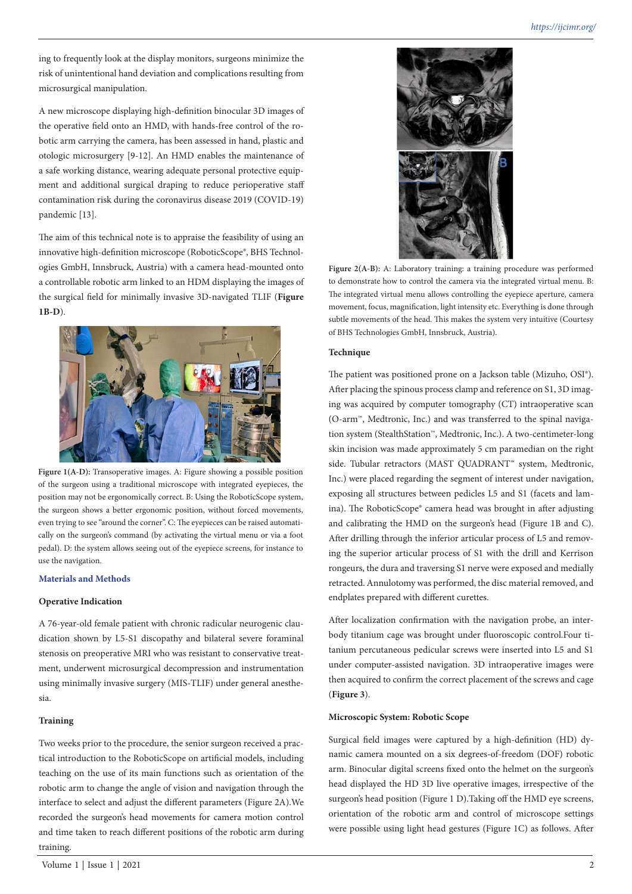ing to frequently look at the display monitors, surgeons minimize the risk of unintentional hand deviation and complications resulting from microsurgical manipulation.

A new microscope displaying high-definition binocular 3D images of the operative field onto an HMD, with hands-free control of the robotic arm carrying the camera, has been assessed in hand, plastic and otologic microsurgery [9-12]. An HMD enables the maintenance of a safe working distance, wearing adequate personal protective equipment and additional surgical draping to reduce perioperative staff contamination risk during the coronavirus disease 2019 (COVID-19) pandemic [13].

The aim of this technical note is to appraise the feasibility of using an innovative high-definition microscope (RoboticScope®, BHS Technologies GmbH, Innsbruck, Austria) with a camera head-mounted onto a controllable robotic arm linked to an HDM displaying the images of the surgical field for minimally invasive 3D-navigated TLIF (**Figure 1B-D**).

**Figure 1(A-D):** Transoperative images. A: Figure showing a possible position of the surgeon using a traditional microscope with integrated eyepieces, the position may not be ergonomically correct. B: Using the RoboticScope system, the surgeon shows a better ergonomic position, without forced movements, even trying to see "around the corner". C: The eyepieces can be raised automatically on the surgeon's command (by activating the virtual menu or via a foot pedal). D: the system allows seeing out of the eyepiece screens, for instance to use the navigation.

## Materials and Methods

### Operative Indication

A 76-year-old female patient with chronic radicular neurogenic claudication shown by L5-S1 discopathy and bilateral severe foraminal stenosis on preoperative MRI who was resistant to conservative treatment, underwent microsurgical decompression and instrumentation using minimally invasive surgery (MIS-TLIF) under general anesthesia.

### Training

Two weeks prior to the procedure, the senior surgeon received a practical introduction to the RoboticScope on artificial models, including teaching on the use of its main functions such as orientation of the robotic arm to change the angle of vision and navigation through the interface to select and adjust the different parameters (Figure 2A).We recorded the surgeon's head movements for camera motion control and time taken to reach different positions of the robotic arm during training.

**Figure 2(A-B):** A: Laboratory training: a training procedure was performed to demonstrate how to control the camera via the integrated virtual menu. B: The integrated virtual menu allows controlling the eyepiece aperture, camera movement, focus, magnification, light intensity etc. Everything is done through subtle movements of the head. This makes the system very intuitive (Courtesy of BHS Technologies GmbH, Innsbruck, Austria).

### Technique

The patient was positioned prone on a Jackson table (Mizuho, OSI®). After placing the spinous process clamp and reference on S1, 3D imaging was acquired by computer tomography (CT) intraoperative scan (O-arm™, Medtronic, Inc.) and was transferred to the spinal navigation system (StealthStation™, Medtronic, Inc.). A two-centimeter-long skin incision was made approximately 5 cm paramedian on the right side. Tubular retractors (MAST QUADRANT™ system, Medtronic, Inc.) were placed regarding the segment of interest under navigation, exposing all structures between pedicles L5 and S1 (facets and lamina). The RoboticScope® camera head was brought in after adjusting and calibrating the HMD on the surgeon's head (Figure 1B and C). After drilling through the inferior articular process of L5 and removing the superior articular process of S1 with the drill and Kerrison rongeurs, the dura and traversing S1 nerve were exposed and medially retracted. Annulotomy was performed, the disc material removed, and endplates prepared with different curettes.

After localization confirmation with the navigation probe, an interbody titanium cage was brought under fluoroscopic control.Four titanium percutaneous pedicular screws were inserted into L5 and S1 under computer-assisted navigation. 3D intraoperative images were then acquired to confirm the correct placement of the screws and cage (**Figure 3**).

### Microscopic System: Robotic Scope

Surgical field images were captured by a high-definition (HD) dynamic camera mounted on a six degrees-of-freedom (DOF) robotic arm. Binocular digital screens fixed onto the helmet on the surgeon's head displayed the HD 3D live operative images, irrespective of the surgeon's head position (Figure 1 D).Taking off the HMD eye screens, orientation of the robotic arm and control of microscope settings were possible using light head gestures (Figure 1C) as follows. After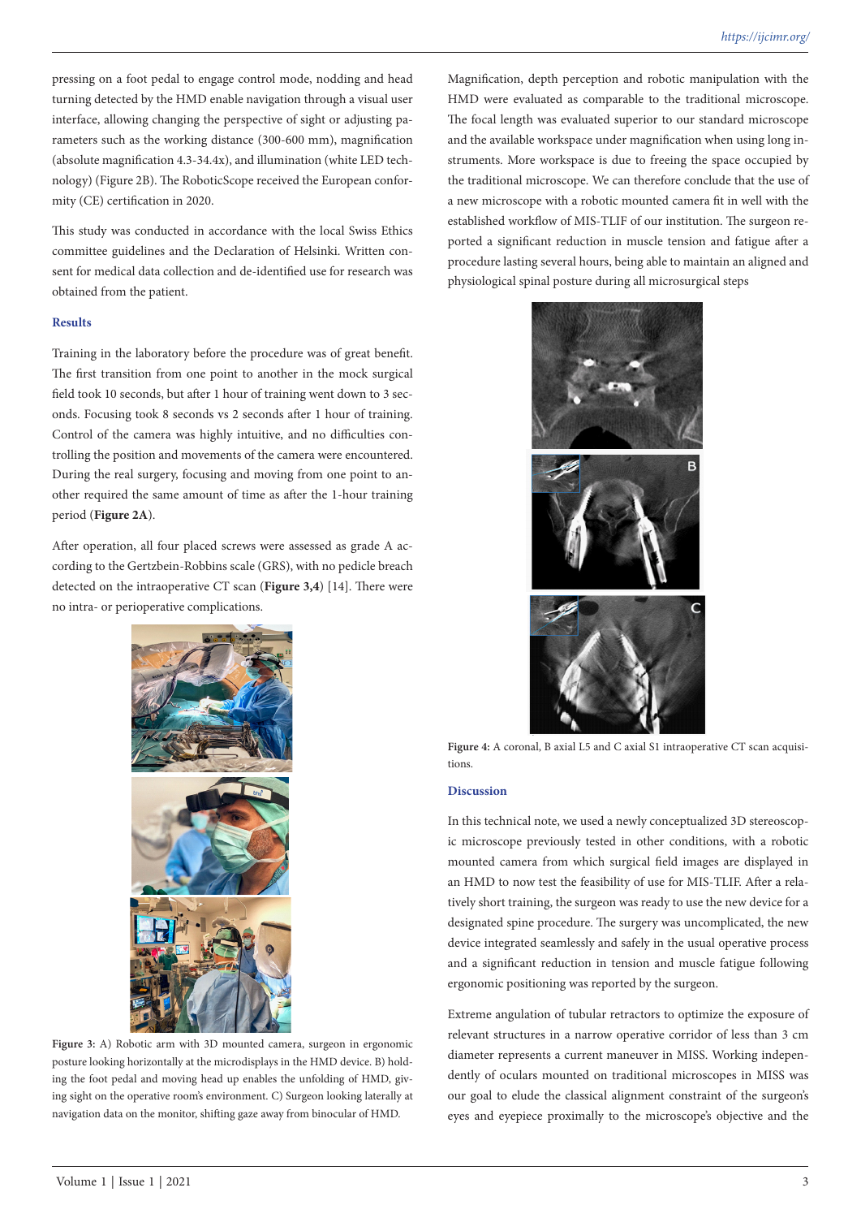pressing on a foot pedal to engage control mode, nodding and head turning detected by the HMD enable navigation through a visual user interface, allowing changing the perspective of sight or adjusting parameters such as the working distance (300-600 mm), magnification (absolute magnification 4.3-34.4x), and illumination (white LED technology) (Figure 2B). The RoboticScope received the European conformity (CE) certification in 2020.

This study was conducted in accordance with the local Swiss Ethics committee guidelines and the Declaration of Helsinki. Written consent for medical data collection and de-identified use for research was obtained from the patient.

## Results

Training in the laboratory before the procedure was of great benefit. The first transition from one point to another in the mock surgical field took 10 seconds, but after 1 hour of training went down to 3 seconds. Focusing took 8 seconds vs 2 seconds after 1 hour of training. Control of the camera was highly intuitive, and no difficulties controlling the position and movements of the camera were encountered. During the real surgery, focusing and moving from one point to another required the same amount of time as after the 1-hour training period (**Figure 2A**).

After operation, all four placed screws were assessed as grade A according to the Gertzbein-Robbins scale (GRS), with no pedicle breach detected on the intraoperative CT scan (**Figure 3,4**) [14]. There were no intra- or perioperative complications.

**Figure 3:** A) Robotic arm with 3D mounted camera, surgeon in ergonomic posture looking horizontally at the microdisplays in the HMD device. B) holding the foot pedal and moving head up enables the unfolding of HMD, giving sight on the operative room's environment. C) Surgeon looking laterally at navigation data on the monitor, shifting gaze away from binocular of HMD.

Magnification, depth perception and robotic manipulation with the HMD were evaluated as comparable to the traditional microscope. The focal length was evaluated superior to our standard microscope and the available workspace under magnification when using long instruments. More workspace is due to freeing the space occupied by the traditional microscope. We can therefore conclude that the use of a new microscope with a robotic mounted camera fit in well with the established workflow of MIS-TLIF of our institution. The surgeon reported a significant reduction in muscle tension and fatigue after a procedure lasting several hours, being able to maintain an aligned and physiological spinal posture during all microsurgical steps

**Figure 4:** A coronal, B axial L5 and C axial S1 intraoperative CT scan acquisitions.

## Discussion

In this technical note, we used a newly conceptualized 3D stereoscopic microscope previously tested in other conditions, with a robotic mounted camera from which surgical field images are displayed in an HMD to now test the feasibility of use for MIS-TLIF. After a relatively short training, the surgeon was ready to use the new device for a designated spine procedure. The surgery was uncomplicated, the new device integrated seamlessly and safely in the usual operative process and a significant reduction in tension and muscle fatigue following ergonomic positioning was reported by the surgeon.

Extreme angulation of tubular retractors to optimize the exposure of relevant structures in a narrow operative corridor of less than 3 cm diameter represents a current maneuver in MISS. Working independently of oculars mounted on traditional microscopes in MISS was our goal to elude the classical alignment constraint of the surgeon's eyes and eyepiece proximally to the microscope's objective and the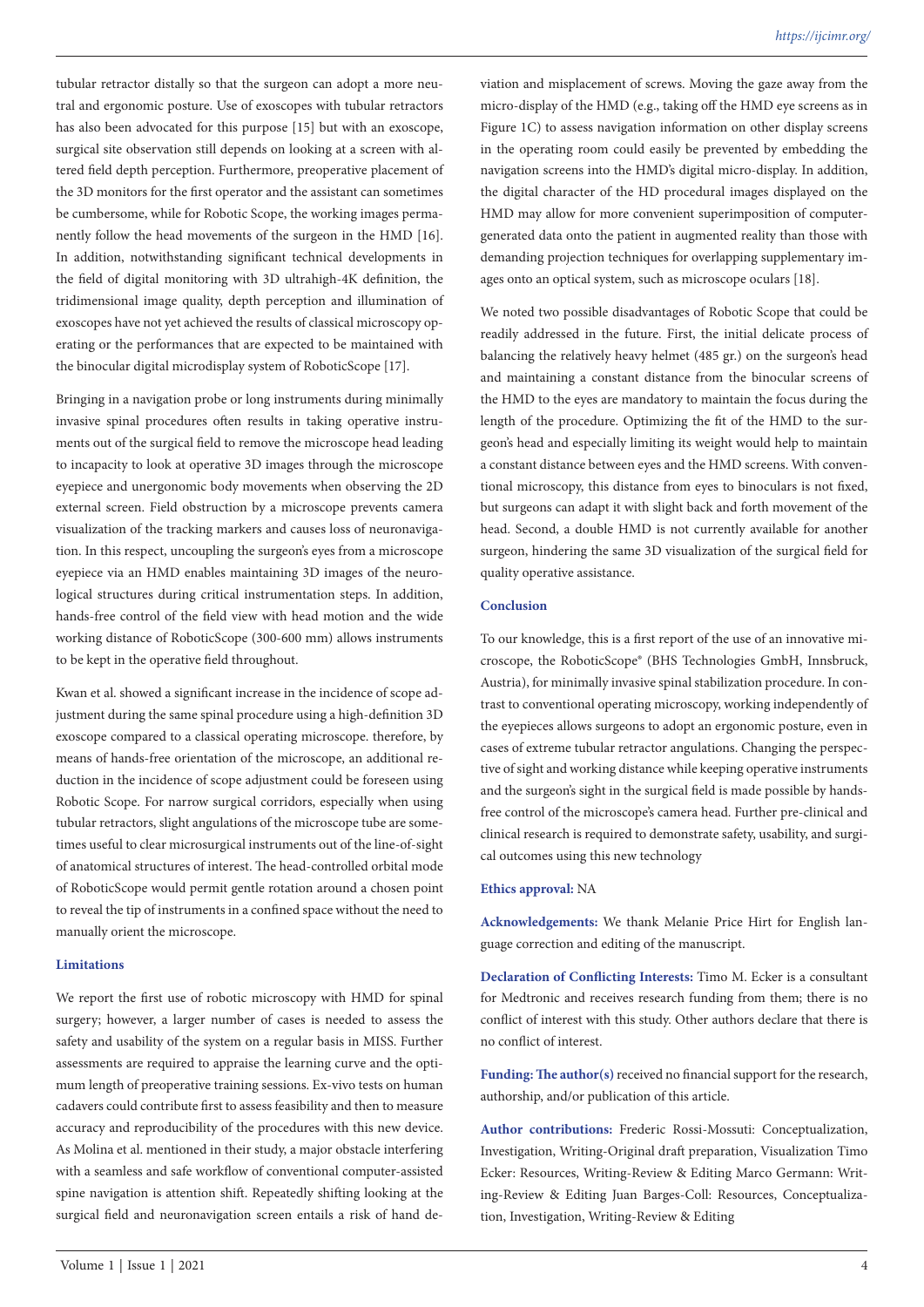tubular retractor distally so that the surgeon can adopt a more neutral and ergonomic posture. Use of exoscopes with tubular retractors has also been advocated for this purpose [15] but with an exoscope, surgical site observation still depends on looking at a screen with altered field depth perception. Furthermore, preoperative placement of the 3D monitors for the first operator and the assistant can sometimes be cumbersome, while for Robotic Scope, the working images permanently follow the head movements of the surgeon in the HMD [16]. In addition, notwithstanding significant technical developments in the field of digital monitoring with 3D ultrahigh-4K definition, the tridimensional image quality, depth perception and illumination of exoscopes have not yet achieved the results of classical microscopy operating or the performances that are expected to be maintained with the binocular digital microdisplay system of RoboticScope [17].

Bringing in a navigation probe or long instruments during minimally invasive spinal procedures often results in taking operative instruments out of the surgical field to remove the microscope head leading to incapacity to look at operative 3D images through the microscope eyepiece and unergonomic body movements when observing the 2D external screen. Field obstruction by a microscope prevents camera visualization of the tracking markers and causes loss of neuronavigation. In this respect, uncoupling the surgeon's eyes from a microscope eyepiece via an HMD enables maintaining 3D images of the neurological structures during critical instrumentation steps. In addition, hands-free control of the field view with head motion and the wide working distance of RoboticScope (300-600 mm) allows instruments to be kept in the operative field throughout.

Kwan et al. showed a significant increase in the incidence of scope adjustment during the same spinal procedure using a high-definition 3D exoscope compared to a classical operating microscope. therefore, by means of hands-free orientation of the microscope, an additional reduction in the incidence of scope adjustment could be foreseen using Robotic Scope. For narrow surgical corridors, especially when using tubular retractors, slight angulations of the microscope tube are sometimes useful to clear microsurgical instruments out of the line-of-sight of anatomical structures of interest. The head-controlled orbital mode of RoboticScope would permit gentle rotation around a chosen point to reveal the tip of instruments in a confined space without the need to manually orient the microscope.

### Limitations

We report the first use of robotic microscopy with HMD for spinal surgery; however, a larger number of cases is needed to assess the safety and usability of the system on a regular basis in MISS. Further assessments are required to appraise the learning curve and the optimum length of preoperative training sessions. Ex-vivo tests on human cadavers could contribute first to assess feasibility and then to measure accuracy and reproducibility of the procedures with this new device. As Molina et al. mentioned in their study, a major obstacle interfering with a seamless and safe workflow of conventional computer-assisted spine navigation is attention shift. Repeatedly shifting looking at the surgical field and neuronavigation screen entails a risk of hand deviation and misplacement of screws. Moving the gaze away from the micro-display of the HMD (e.g., taking off the HMD eye screens as in Figure 1C) to assess navigation information on other display screens in the operating room could easily be prevented by embedding the navigation screens into the HMD's digital micro-display. In addition, the digital character of the HD procedural images displayed on the HMD may allow for more convenient superimposition of computer-generated data onto the patient in augmented reality than those with demanding projection techniques for overlapping supplementary images onto an optical system, such as microscope oculars [18].

We noted two possible disadvantages of Robotic Scope that could be readily addressed in the future. First, the initial delicate process of balancing the relatively heavy helmet (485 gr.) on the surgeon's head and maintaining a constant distance from the binocular screens of the HMD to the eyes are mandatory to maintain the focus during the length of the procedure. Optimizing the fit of the HMD to the surgeon's head and especially limiting its weight would help to maintain a constant distance between eyes and the HMD screens. With conventional microscopy, this distance from eyes to binoculars is not fixed, but surgeons can adapt it with slight back and forth movement of the head. Second, a double HMD is not currently available for another surgeon, hindering the same 3D visualization of the surgical field for quality operative assistance.

### Conclusion

To our knowledge, this is a first report of the use of an innovative microscope, the RoboticScope® (BHS Technologies GmbH, Innsbruck, Austria), for minimally invasive spinal stabilization procedure. In contrast to conventional operating microscopy, working independently of the eyepieces allows surgeons to adopt an ergonomic posture, even in cases of extreme tubular retractor angulations. Changing the perspective of sight and working distance while keeping operative instruments and the surgeon's sight in the surgical field is made possible by hands-free control of the microscope's camera head. Further pre-clinical and clinical research is required to demonstrate safety, usability, and surgical outcomes using this new technology

**Ethics approval:** NA

**Acknowledgements:** We thank Melanie Price Hirt for English language correction and editing of the manuscript.

**Declaration of Conflicting Interests:** Timo M. Ecker is a consultant for Medtronic and receives research funding from them; there is no conflict of interest with this study. Other authors declare that there is no conflict of interest.

**Funding: The author(s)** received no financial support for the research, authorship, and/or publication of this article.

**Author contributions:** Frederic Rossi-Mossuti: Conceptualization, Investigation, Writing-Original draft preparation, Visualization Timo Ecker: Resources, Writing-Review & Editing Marco Germann: Writing-Review & Editing Juan Barges-Coll: Resources, Conceptualization, Investigation, Writing-Review & Editing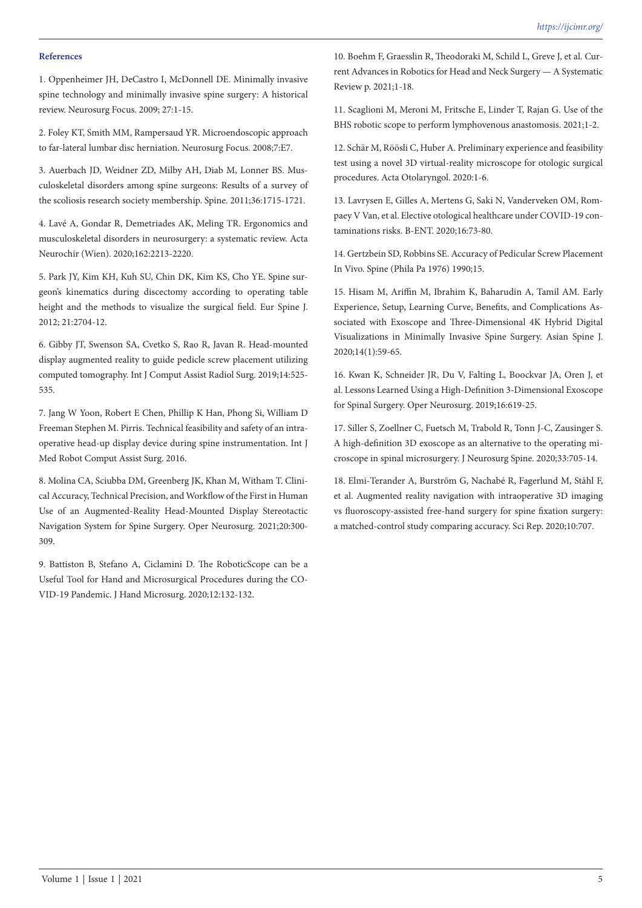### References

1. Oppenheimer JH, DeCastro I, McDonnell DE. Minimally invasive spine technology and minimally invasive spine surgery: A historical review. Neurosurg Focus. 2009; 27:1-15.

2. Foley KT, Smith MM, Rampersaud YR. Microendoscopic approach to far-lateral lumbar disc herniation. Neurosurg Focus. 2008;7:E7.

3. Auerbach JD, Weidner ZD, Milby AH, Diab M, Lonner BS. Musculoskeletal disorders among spine surgeons: Results of a survey of the scoliosis research society membership. Spine. 2011;36:1715-1721.

4. Lavé A, Gondar R, Demetriades AK, Meling TR. Ergonomics and musculoskeletal disorders in neurosurgery: a systematic review. Acta Neurochir (Wien). 2020;162:2213-2220.

5. Park JY, Kim KH, Kuh SU, Chin DK, Kim KS, Cho YE. Spine surgeon's kinematics during discectomy according to operating table height and the methods to visualize the surgical field. Eur Spine J. 2012; 21:2704-12.

6. Gibby JT, Swenson SA, Cvetko S, Rao R, Javan R. Head-mounted display augmented reality to guide pedicle screw placement utilizing computed tomography. Int J Comput Assist Radiol Surg. 2019;14:525-535.

7. Jang W Yoon, Robert E Chen, Phillip K Han, Phong Si, William D Freeman Stephen M. Pirris. Technical feasibility and safety of an intra-operative head-up display device during spine instrumentation. Int J Med Robot Comput Assist Surg. 2016.

8. Molina CA, Sciubba DM, Greenberg JK, Khan M, Witham T. Clinical Accuracy, Technical Precision, and Workflow of the First in Human Use of an Augmented-Reality Head-Mounted Display Stereotactic Navigation System for Spine Surgery. Oper Neurosurg. 2021;20:300-309.

9. Battiston B, Stefano A, Ciclamini D. The RoboticScope can be a Useful Tool for Hand and Microsurgical Procedures during the COVID-19 Pandemic. J Hand Microsurg. 2020;12:132-132.

10. Boehm F, Graesslin R, Theodoraki M, Schild L, Greve J, et al. Current Advances in Robotics for Head and Neck Surgery — A Systematic Review p. 2021;1-18.

11. Scaglioni M, Meroni M, Fritsche E, Linder T, Rajan G. Use of the BHS robotic scope to perform lymphovenous anastomosis. 2021;1-2.

12. Schär M, Röösli C, Huber A. Preliminary experience and feasibility test using a novel 3D virtual-reality microscope for otologic surgical procedures. Acta Otolaryngol. 2020:1-6.

13. Lavrysen E, Gilles A, Mertens G, Saki N, Vanderveken OM, Rompaey V Van, et al. Elective otological healthcare under COVID-19 contaminations risks. B-ENT. 2020;16:73-80.

14. Gertzbein SD, Robbins SE. Accuracy of Pedicular Screw Placement In Vivo. Spine (Phila Pa 1976) 1990;15.

15. Hisam M, Ariffin M, Ibrahim K, Baharudin A, Tamil AM. Early Experience, Setup, Learning Curve, Benefits, and Complications Associated with Exoscope and Three-Dimensional 4K Hybrid Digital Visualizations in Minimally Invasive Spine Surgery. Asian Spine J. 2020;14(1):59-65.

16. Kwan K, Schneider JR, Du V, Falting L, Boockvar JA, Oren J, et al. Lessons Learned Using a High-Definition 3-Dimensional Exoscope for Spinal Surgery. Oper Neurosurg. 2019;16:619-25.

17. Siller S, Zoellner C, Fuetsch M, Trabold R, Tonn J-C, Zausinger S. A high-definition 3D exoscope as an alternative to the operating microscope in spinal microsurgery. J Neurosurg Spine. 2020;33:705-14.

18. Elmi-Terander A, Burström G, Nachabé R, Fagerlund M, Ståhl F, et al. Augmented reality navigation with intraoperative 3D imaging vs fluoroscopy-assisted free-hand surgery for spine fixation surgery: a matched-control study comparing accuracy. Sci Rep. 2020;10:707.